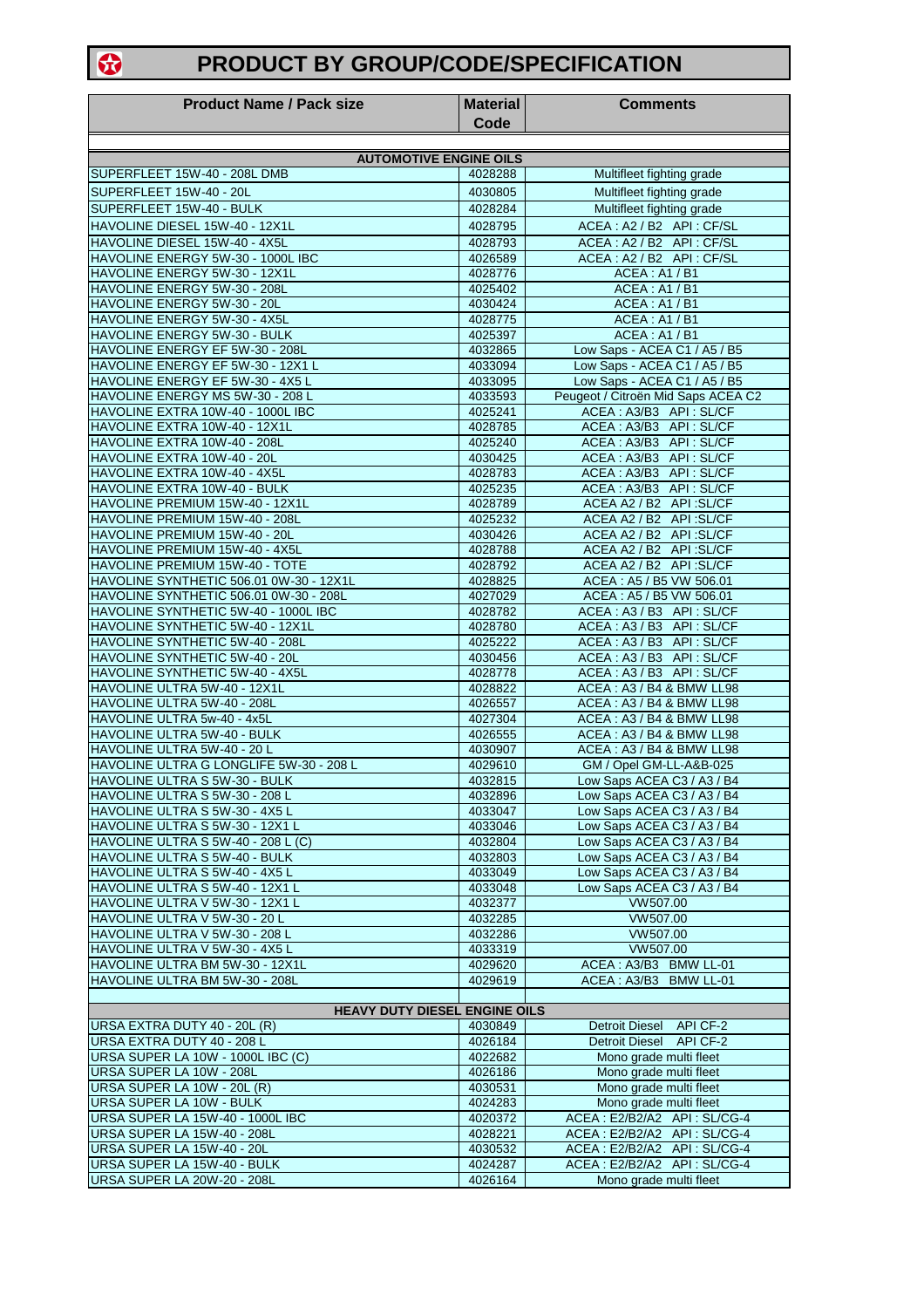# PRODUCT BY GROUP/CODE/SPECIFICATION

| Product Name / Pack size | Material Code | Comments |
|---|---|---|
| | | |
| **AUTOMOTIVE ENGINE OILS** | | |
| SUPERFLEET 15W-40 - 208L DMB | 4028288 | Multifleet fighting grade |
| SUPERFLEET 15W-40 - 20L | 4030805 | Multifleet fighting grade |
| SUPERFLEET 15W-40 - BULK | 4028284 | Multifleet fighting grade |
| HAVOLINE DIESEL 15W-40 - 12X1L | 4028795 | ACEA : A2 / B2 API : CF/SL |
| HAVOLINE DIESEL 15W-40 - 4X5L | 4028793 | ACEA : A2 / B2 API : CF/SL |
| HAVOLINE ENERGY 5W-30 - 1000L IBC | 4026589 | ACEA : A2 / B2 API : CF/SL |
| HAVOLINE ENERGY 5W-30 - 12X1L | 4028776 | ACEA : A1 / B1 |
| HAVOLINE ENERGY 5W-30 - 208L | 4025402 | ACEA : A1 / B1 |
| HAVOLINE ENERGY 5W-30 - 20L | 4030424 | ACEA : A1 / B1 |
| HAVOLINE ENERGY 5W-30 - 4X5L | 4028775 | ACEA : A1 / B1 |
| HAVOLINE ENERGY 5W-30 - BULK | 4025397 | ACEA : A1 / B1 |
| HAVOLINE ENERGY EF 5W-30 - 208L | 4032865 | Low Saps - ACEA C1 / A5 / B5 |
| HAVOLINE ENERGY EF 5W-30 - 12X1 L | 4033094 | Low Saps - ACEA C1 / A5 / B5 |
| HAVOLINE ENERGY EF 5W-30 - 4X5 L | 4033095 | Low Saps - ACEA C1 / A5 / B5 |
| HAVOLINE ENERGY MS 5W-30 - 208 L | 4033593 | Peugeot / Citroën Mid Saps ACEA C2 |
| HAVOLINE EXTRA 10W-40 - 1000L IBC | 4025241 | ACEA : A3/B3 API : SL/CF |
| HAVOLINE EXTRA 10W-40 - 12X1L | 4028785 | ACEA : A3/B3 API : SL/CF |
| HAVOLINE EXTRA 10W-40 - 208L | 4025240 | ACEA : A3/B3 API : SL/CF |
| HAVOLINE EXTRA 10W-40 - 20L | 4030425 | ACEA : A3/B3 API : SL/CF |
| HAVOLINE EXTRA 10W-40 - 4X5L | 4028783 | ACEA : A3/B3 API : SL/CF |
| HAVOLINE EXTRA 10W-40 - BULK | 4025235 | ACEA : A3/B3 API : SL/CF |
| HAVOLINE PREMIUM 15W-40 - 12X1L | 4028789 | ACEA A2 / B2 API :SL/CF |
| HAVOLINE PREMIUM 15W-40 - 208L | 4025232 | ACEA A2 / B2 API :SL/CF |
| HAVOLINE PREMIUM 15W-40 - 20L | 4030426 | ACEA A2 / B2 API :SL/CF |
| HAVOLINE PREMIUM 15W-40 - 4X5L | 4028788 | ACEA A2 / B2 API :SL/CF |
| HAVOLINE PREMIUM 15W-40 - TOTE | 4028792 | ACEA A2 / B2 API :SL/CF |
| HAVOLINE SYNTHETIC 506.01 0W-30 - 12X1L | 4028825 | ACEA : A5 / B5 VW 506.01 |
| HAVOLINE SYNTHETIC 506.01 0W-30 - 208L | 4027029 | ACEA : A5 / B5 VW 506.01 |
| HAVOLINE SYNTHETIC 5W-40 - 1000L IBC | 4028782 | ACEA : A3 / B3 API : SL/CF |
| HAVOLINE SYNTHETIC 5W-40 - 12X1L | 4028780 | ACEA : A3 / B3 API : SL/CF |
| HAVOLINE SYNTHETIC 5W-40 - 208L | 4025222 | ACEA : A3 / B3 API : SL/CF |
| HAVOLINE SYNTHETIC 5W-40 - 20L | 4030456 | ACEA : A3 / B3 API : SL/CF |
| HAVOLINE SYNTHETIC 5W-40 - 4X5L | 4028778 | ACEA : A3 / B3 API : SL/CF |
| HAVOLINE ULTRA 5W-40 - 12X1L | 4028822 | ACEA : A3 / B4 & BMW LL98 |
| HAVOLINE ULTRA 5W-40 - 208L | 4026557 | ACEA : A3 / B4 & BMW LL98 |
| HAVOLINE ULTRA 5w-40 - 4x5L | 4027304 | ACEA : A3 / B4 & BMW LL98 |
| HAVOLINE ULTRA 5W-40 - BULK | 4026555 | ACEA : A3 / B4 & BMW LL98 |
| HAVOLINE ULTRA 5W-40 - 20 L | 4030907 | ACEA : A3 / B4 & BMW LL98 |
| HAVOLINE ULTRA G LONGLIFE 5W-30 - 208 L | 4029610 | GM / Opel GM-LL-A&B-025 |
| HAVOLINE ULTRA S 5W-30 - BULK | 4032815 | Low Saps ACEA C3 / A3 / B4 |
| HAVOLINE ULTRA S 5W-30 - 208 L | 4032896 | Low Saps ACEA C3 / A3 / B4 |
| HAVOLINE ULTRA S 5W-30 - 4X5 L | 4033047 | Low Saps ACEA C3 / A3 / B4 |
| HAVOLINE ULTRA S 5W-30 - 12X1 L | 4033046 | Low Saps ACEA C3 / A3 / B4 |
| HAVOLINE ULTRA S 5W-40 - 208 L (C) | 4032804 | Low Saps ACEA C3 / A3 / B4 |
| HAVOLINE ULTRA S 5W-40 - BULK | 4032803 | Low Saps ACEA C3 / A3 / B4 |
| HAVOLINE ULTRA S 5W-40 - 4X5 L | 4033049 | Low Saps ACEA C3 / A3 / B4 |
| HAVOLINE ULTRA S 5W-40 - 12X1 L | 4033048 | Low Saps ACEA C3 / A3 / B4 |
| HAVOLINE ULTRA V 5W-30 - 12X1 L | 4032377 | VW507.00 |
| HAVOLINE ULTRA V 5W-30 - 20 L | 4032285 | VW507.00 |
| HAVOLINE ULTRA V 5W-30 - 208 L | 4032286 | VW507.00 |
| HAVOLINE ULTRA V 5W-30 - 4X5 L | 4033319 | VW507.00 |
| HAVOLINE ULTRA BM 5W-30 - 12X1L | 4029620 | ACEA : A3/B3 BMW LL-01 |
| HAVOLINE ULTRA BM 5W-30 - 208L | 4029619 | ACEA : A3/B3 BMW LL-01 |
| | | |
| **HEAVY DUTY DIESEL ENGINE OILS** | | |
| URSA EXTRA DUTY 40 - 20L (R) | 4030849 | Detroit Diesel API CF-2 |
| URSA EXTRA DUTY 40 - 208 L | 4026184 | Detroit Diesel API CF-2 |
| URSA SUPER LA 10W - 1000L IBC (C) | 4022682 | Mono grade multi fleet |
| URSA SUPER LA 10W - 208L | 4026186 | Mono grade multi fleet |
| URSA SUPER LA 10W - 20L (R) | 4030531 | Mono grade multi fleet |
| URSA SUPER LA 10W - BULK | 4024283 | Mono grade multi fleet |
| URSA SUPER LA 15W-40 - 1000L IBC | 4020372 | ACEA : E2/B2/A2 API : SL/CG-4 |
| URSA SUPER LA 15W-40 - 208L | 4028221 | ACEA : E2/B2/A2 API : SL/CG-4 |
| URSA SUPER LA 15W-40 - 20L | 4030532 | ACEA : E2/B2/A2 API : SL/CG-4 |
| URSA SUPER LA 15W-40 - BULK | 4024287 | ACEA : E2/B2/A2 API : SL/CG-4 |
| URSA SUPER LA 20W-20 - 208L | 4026164 | Mono grade multi fleet |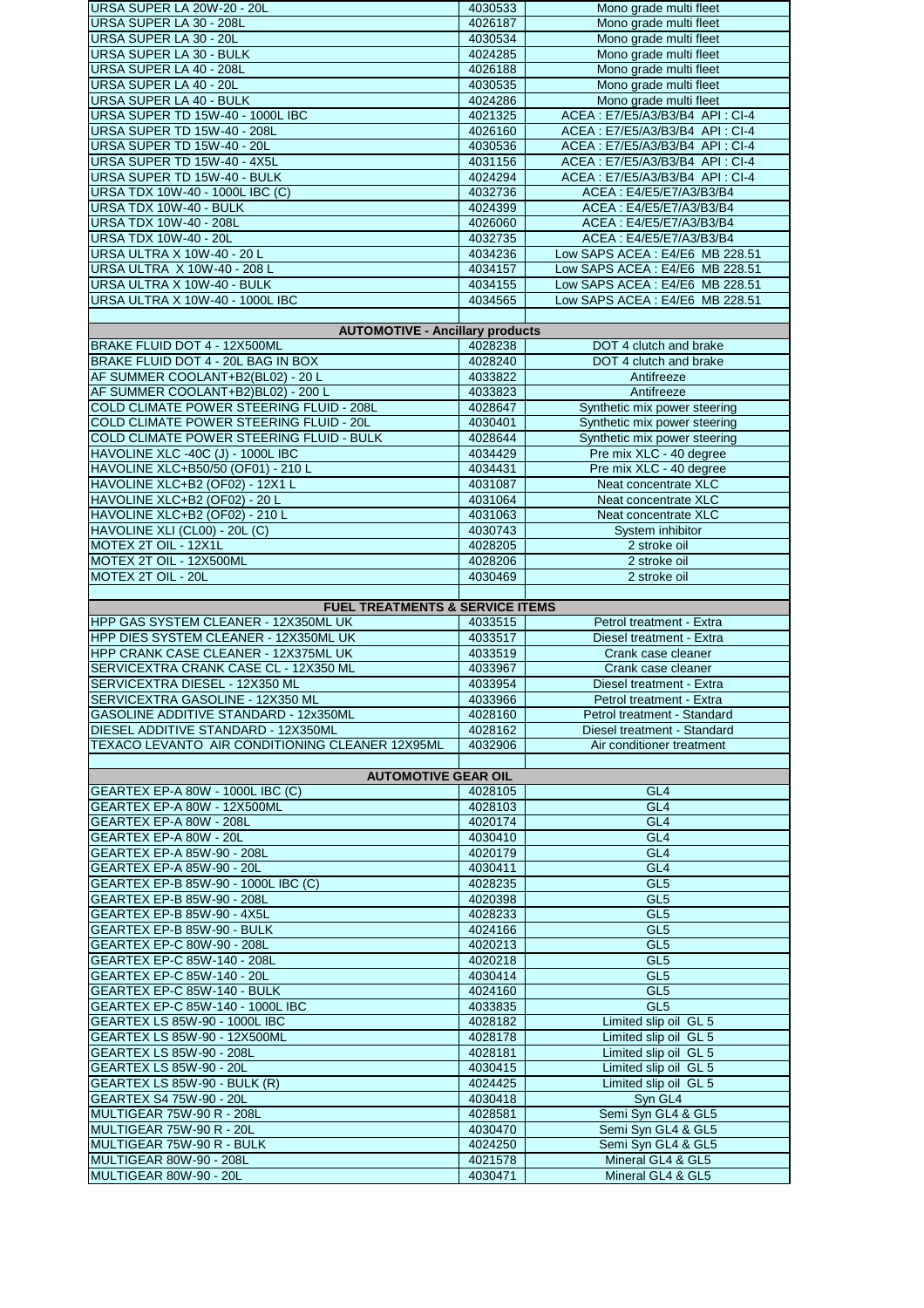| | | |
|---|---|---|
| URSA SUPER LA 20W-20 - 20L | 4030533 | Mono grade multi fleet |
| URSA SUPER LA 30 - 208L | 4026187 | Mono grade multi fleet |
| URSA SUPER LA 30 - 20L | 4030534 | Mono grade multi fleet |
| URSA SUPER LA 30 - BULK | 4024285 | Mono grade multi fleet |
| URSA SUPER LA 40 - 208L | 4026188 | Mono grade multi fleet |
| URSA SUPER LA 40 - 20L | 4030535 | Mono grade multi fleet |
| URSA SUPER LA 40 - BULK | 4024286 | Mono grade multi fleet |
| URSA SUPER TD 15W-40 - 1000L IBC | 4021325 | ACEA : E7/E5/A3/B3/B4 API : CI-4 |
| URSA SUPER TD 15W-40 - 208L | 4026160 | ACEA : E7/E5/A3/B3/B4 API : CI-4 |
| URSA SUPER TD 15W-40 - 20L | 4030536 | ACEA : E7/E5/A3/B3/B4 API : CI-4 |
| URSA SUPER TD 15W-40 - 4X5L | 4031156 | ACEA : E7/E5/A3/B3/B4 API : CI-4 |
| URSA SUPER TD 15W-40 - BULK | 4024294 | ACEA : E7/E5/A3/B3/B4 API : CI-4 |
| URSA TDX 10W-40 - 1000L IBC (C) | 4032736 | ACEA : E4/E5/E7/A3/B3/B4 |
| URSA TDX 10W-40 - BULK | 4024399 | ACEA : E4/E5/E7/A3/B3/B4 |
| URSA TDX 10W-40 - 208L | 4026060 | ACEA : E4/E5/E7/A3/B3/B4 |
| URSA TDX 10W-40 - 20L | 4032735 | ACEA : E4/E5/E7/A3/B3/B4 |
| URSA ULTRA X 10W-40 - 20 L | 4034236 | Low SAPS ACEA : E4/E6 MB 228.51 |
| URSA ULTRA X 10W-40 - 208 L | 4034157 | Low SAPS ACEA : E4/E6 MB 228.51 |
| URSA ULTRA X 10W-40 - BULK | 4034155 | Low SAPS ACEA : E4/E6 MB 228.51 |
| URSA ULTRA X 10W-40 - 1000L IBC | 4034565 | Low SAPS ACEA : E4/E6 MB 228.51 |
| | | |
| **AUTOMOTIVE - Ancillary products** | | |
| BRAKE FLUID DOT 4 - 12X500ML | 4028238 | DOT 4 clutch and brake |
| BRAKE FLUID DOT 4 - 20L BAG IN BOX | 4028240 | DOT 4 clutch and brake |
| AF SUMMER COOLANT+B2(BL02) - 20 L | 4033822 | Antifreeze |
| AF SUMMER COOLANT+B2)BL02) - 200 L | 4033823 | Antifreeze |
| COLD CLIMATE POWER STEERING FLUID - 208L | 4028647 | Synthetic mix power steering |
| COLD CLIMATE POWER STEERING FLUID - 20L | 4030401 | Synthetic mix power steering |
| COLD CLIMATE POWER STEERING FLUID - BULK | 4028644 | Synthetic mix power steering |
| HAVOLINE XLC -40C (J) - 1000L IBC | 4034429 | Pre mix XLC - 40 degree |
| HAVOLINE XLC+B50/50 (OF01) - 210 L | 4034431 | Pre mix XLC - 40 degree |
| HAVOLINE XLC+B2 (OF02) - 12X1 L | 4031087 | Neat concentrate XLC |
| HAVOLINE XLC+B2 (OF02) - 20 L | 4031064 | Neat concentrate XLC |
| HAVOLINE XLC+B2 (OF02) - 210 L | 4031063 | Neat concentrate XLC |
| HAVOLINE XLI (CL00) - 20L (C) | 4030743 | System inhibitor |
| MOTEX 2T OIL - 12X1L | 4028205 | 2 stroke oil |
| MOTEX 2T OIL - 12X500ML | 4028206 | 2 stroke oil |
| MOTEX 2T OIL - 20L | 4030469 | 2 stroke oil |
| | | |
| **FUEL TREATMENTS & SERVICE ITEMS** | | |
| HPP GAS SYSTEM CLEANER - 12X350ML UK | 4033515 | Petrol treatment - Extra |
| HPP DIES SYSTEM CLEANER - 12X350ML UK | 4033517 | Diesel treatment - Extra |
| HPP CRANK CASE CLEANER - 12X375ML UK | 4033519 | Crank case cleaner |
| SERVICEXTRA CRANK CASE CL - 12X350 ML | 4033967 | Crank case cleaner |
| SERVICEXTRA DIESEL - 12X350 ML | 4033954 | Diesel treatment - Extra |
| SERVICEXTRA GASOLINE - 12X350 ML | 4033966 | Petrol treatment - Extra |
| GASOLINE ADDITIVE STANDARD - 12x350ML | 4028160 | Petrol treatment - Standard |
| DIESEL ADDITIVE STANDARD - 12X350ML | 4028162 | Diesel treatment - Standard |
| TEXACO LEVANTO AIR CONDITIONING CLEANER 12X95ML | 4032906 | Air conditioner treatment |
| | | |
| **AUTOMOTIVE GEAR OIL** | | |
| GEARTEX EP-A 80W - 1000L IBC (C) | 4028105 | GL4 |
| GEARTEX EP-A 80W - 12X500ML | 4028103 | GL4 |
| GEARTEX EP-A 80W - 208L | 4020174 | GL4 |
| GEARTEX EP-A 80W - 20L | 4030410 | GL4 |
| GEARTEX EP-A 85W-90 - 208L | 4020179 | GL4 |
| GEARTEX EP-A 85W-90 - 20L | 4030411 | GL4 |
| GEARTEX EP-B 85W-90 - 1000L IBC (C) | 4028235 | GL5 |
| GEARTEX EP-B 85W-90 - 208L | 4020398 | GL5 |
| GEARTEX EP-B 85W-90 - 4X5L | 4028233 | GL5 |
| GEARTEX EP-B 85W-90 - BULK | 4024166 | GL5 |
| GEARTEX EP-C 80W-90 - 208L | 4020213 | GL5 |
| GEARTEX EP-C 85W-140 - 208L | 4020218 | GL5 |
| GEARTEX EP-C 85W-140 - 20L | 4030414 | GL5 |
| GEARTEX EP-C 85W-140 - BULK | 4024160 | GL5 |
| GEARTEX EP-C 85W-140 - 1000L IBC | 4033835 | GL5 |
| GEARTEX LS 85W-90 - 1000L IBC | 4028182 | Limited slip oil GL 5 |
| GEARTEX LS 85W-90 - 12X500ML | 4028178 | Limited slip oil GL 5 |
| GEARTEX LS 85W-90 - 208L | 4028181 | Limited slip oil GL 5 |
| GEARTEX LS 85W-90 - 20L | 4030415 | Limited slip oil GL 5 |
| GEARTEX LS 85W-90 - BULK (R) | 4024425 | Limited slip oil GL 5 |
| GEARTEX S4 75W-90 - 20L | 4030418 | Syn GL4 |
| MULTIGEAR 75W-90 R - 208L | 4028581 | Semi Syn GL4 & GL5 |
| MULTIGEAR 75W-90 R - 20L | 4030470 | Semi Syn GL4 & GL5 |
| MULTIGEAR 75W-90 R - BULK | 4024250 | Semi Syn GL4 & GL5 |
| MULTIGEAR 80W-90 - 208L | 4021578 | Mineral GL4 & GL5 |
| MULTIGEAR 80W-90 - 20L | 4030471 | Mineral GL4 & GL5 |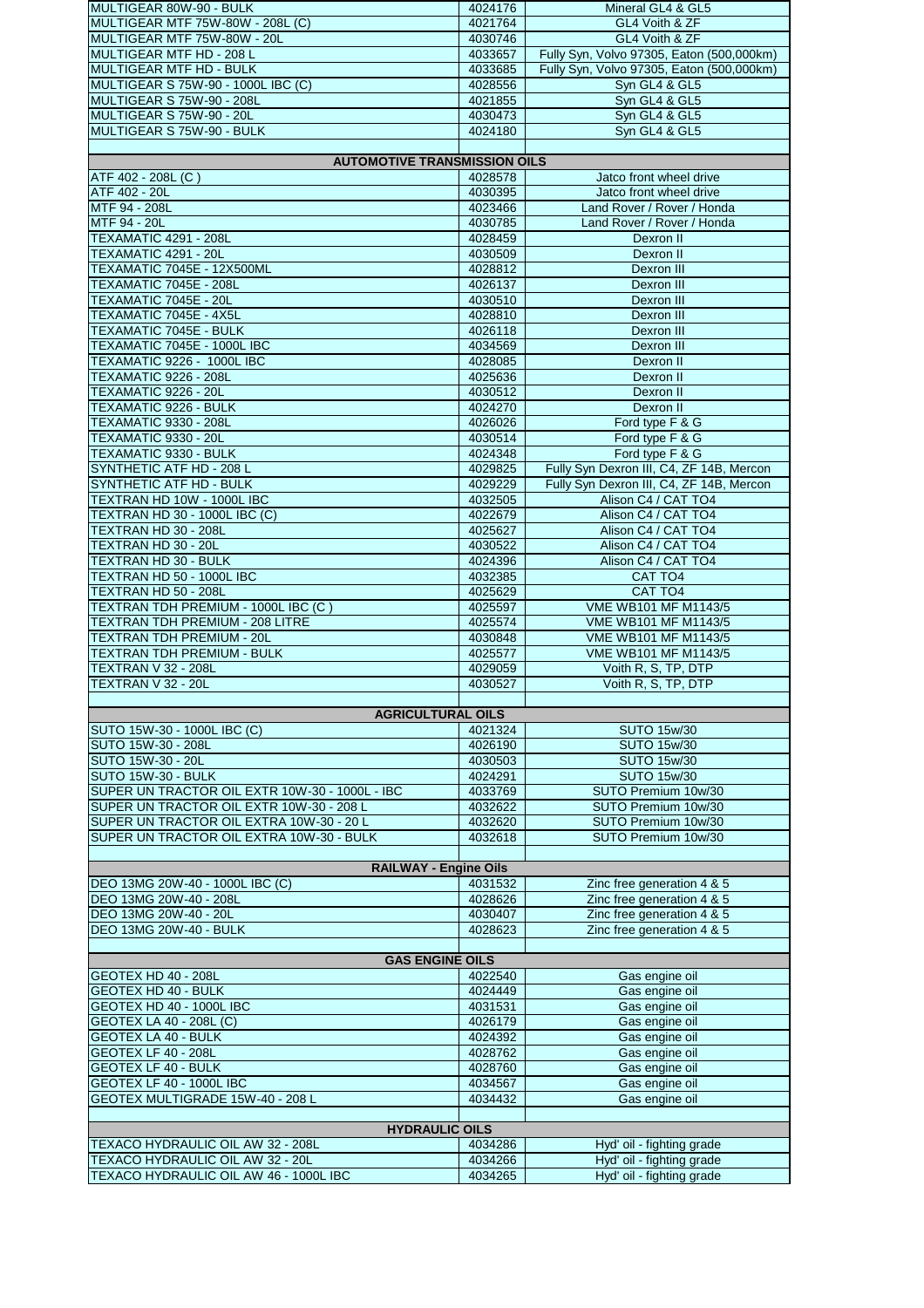| | | |
|---|---|---|
| MULTIGEAR 80W-90 - BULK | 4024176 | Mineral GL4 & GL5 |
| MULTIGEAR MTF 75W-80W - 208L (C) | 4021764 | GL4 Voith & ZF |
| MULTIGEAR MTF 75W-80W - 20L | 4030746 | GL4 Voith & ZF |
| MULTIGEAR MTF HD - 208 L | 4033657 | Fully Syn, Volvo 97305, Eaton (500,000km) |
| MULTIGEAR MTF HD - BULK | 4033685 | Fully Syn, Volvo 97305, Eaton (500,000km) |
| MULTIGEAR S 75W-90 - 1000L IBC (C) | 4028556 | Syn GL4 & GL5 |
| MULTIGEAR S 75W-90 - 208L | 4021855 | Syn GL4 & GL5 |
| MULTIGEAR S 75W-90 - 20L | 4030473 | Syn GL4 & GL5 |
| MULTIGEAR S 75W-90 - BULK | 4024180 | Syn GL4 & GL5 |
| | | |
| **AUTOMOTIVE TRANSMISSION OILS** | | |
| ATF 402 - 208L (C ) | 4028578 | Jatco front wheel drive |
| ATF 402 - 20L | 4030395 | Jatco front wheel drive |
| MTF 94 - 208L | 4023466 | Land Rover / Rover / Honda |
| MTF 94 - 20L | 4030785 | Land Rover / Rover / Honda |
| TEXAMATIC 4291 - 208L | 4028459 | Dexron II |
| TEXAMATIC 4291 - 20L | 4030509 | Dexron II |
| TEXAMATIC 7045E - 12X500ML | 4028812 | Dexron III |
| TEXAMATIC 7045E - 208L | 4026137 | Dexron III |
| TEXAMATIC 7045E - 20L | 4030510 | Dexron III |
| TEXAMATIC 7045E - 4X5L | 4028810 | Dexron III |
| TEXAMATIC 7045E - BULK | 4026118 | Dexron III |
| TEXAMATIC 7045E - 1000L IBC | 4034569 | Dexron III |
| TEXAMATIC 9226 - 1000L IBC | 4028085 | Dexron II |
| TEXAMATIC 9226 - 208L | 4025636 | Dexron II |
| TEXAMATIC 9226 - 20L | 4030512 | Dexron II |
| TEXAMATIC 9226 - BULK | 4024270 | Dexron II |
| TEXAMATIC 9330 - 208L | 4026026 | Ford type F & G |
| TEXAMATIC 9330 - 20L | 4030514 | Ford type F & G |
| TEXAMATIC 9330 - BULK | 4024348 | Ford type F & G |
| SYNTHETIC ATF HD - 208 L | 4029825 | Fully Syn Dexron III, C4, ZF 14B, Mercon |
| SYNTHETIC ATF HD - BULK | 4029229 | Fully Syn Dexron III, C4, ZF 14B, Mercon |
| TEXTRAN HD 10W - 1000L IBC | 4032505 | Alison C4 / CAT TO4 |
| TEXTRAN HD 30 - 1000L IBC (C) | 4022679 | Alison C4 / CAT TO4 |
| TEXTRAN HD 30 - 208L | 4025627 | Alison C4 / CAT TO4 |
| TEXTRAN HD 30 - 20L | 4030522 | Alison C4 / CAT TO4 |
| TEXTRAN HD 30 - BULK | 4024396 | Alison C4 / CAT TO4 |
| TEXTRAN HD 50 - 1000L IBC | 4032385 | CAT TO4 |
| TEXTRAN HD 50 - 208L | 4025629 | CAT TO4 |
| TEXTRAN TDH PREMIUM - 1000L IBC (C ) | 4025597 | VME WB101 MF M1143/5 |
| TEXTRAN TDH PREMIUM - 208 LITRE | 4025574 | VME WB101 MF M1143/5 |
| TEXTRAN TDH PREMIUM - 20L | 4030848 | VME WB101 MF M1143/5 |
| TEXTRAN TDH PREMIUM - BULK | 4025577 | VME WB101 MF M1143/5 |
| TEXTRAN V 32 - 208L | 4029059 | Voith R, S, TP, DTP |
| TEXTRAN V 32 - 20L | 4030527 | Voith R, S, TP, DTP |
| | | |
| **AGRICULTURAL OILS** | | |
| SUTO 15W-30 - 1000L IBC (C) | 4021324 | SUTO 15w/30 |
| SUTO 15W-30 - 208L | 4026190 | SUTO 15w/30 |
| SUTO 15W-30 - 20L | 4030503 | SUTO 15w/30 |
| SUTO 15W-30 - BULK | 4024291 | SUTO 15w/30 |
| SUPER UN TRACTOR OIL EXTR 10W-30 - 1000L - IBC | 4033769 | SUTO Premium 10w/30 |
| SUPER UN TRACTOR OIL EXTR 10W-30 - 208 L | 4032622 | SUTO Premium 10w/30 |
| SUPER UN TRACTOR OIL EXTRA 10W-30 - 20 L | 4032620 | SUTO Premium 10w/30 |
| SUPER UN TRACTOR OIL EXTRA 10W-30 - BULK | 4032618 | SUTO Premium 10w/30 |
| | | |
| **RAILWAY - Engine Oils** | | |
| DEO 13MG 20W-40 - 1000L IBC (C) | 4031532 | Zinc free generation 4 & 5 |
| DEO 13MG 20W-40 - 208L | 4028626 | Zinc free generation 4 & 5 |
| DEO 13MG 20W-40 - 20L | 4030407 | Zinc free generation 4 & 5 |
| DEO 13MG 20W-40 - BULK | 4028623 | Zinc free generation 4 & 5 |
| | | |
| **GAS ENGINE OILS** | | |
| GEOTEX HD 40 - 208L | 4022540 | Gas engine oil |
| GEOTEX HD 40 - BULK | 4024449 | Gas engine oil |
| GEOTEX HD 40 - 1000L IBC | 4031531 | Gas engine oil |
| GEOTEX LA 40 - 208L (C) | 4026179 | Gas engine oil |
| GEOTEX LA 40 - BULK | 4024392 | Gas engine oil |
| GEOTEX LF 40 - 208L | 4028762 | Gas engine oil |
| GEOTEX LF 40 - BULK | 4028760 | Gas engine oil |
| GEOTEX LF 40 - 1000L IBC | 4034567 | Gas engine oil |
| GEOTEX MULTIGRADE 15W-40 - 208 L | 4034432 | Gas engine oil |
| | | |
| **HYDRAULIC OILS** | | |
| TEXACO HYDRAULIC OIL AW 32 - 208L | 4034286 | Hyd' oil - fighting grade |
| TEXACO HYDRAULIC OIL AW 32 - 20L | 4034266 | Hyd' oil - fighting grade |
| TEXACO HYDRAULIC OIL AW 46 - 1000L IBC | 4034265 | Hyd' oil - fighting grade |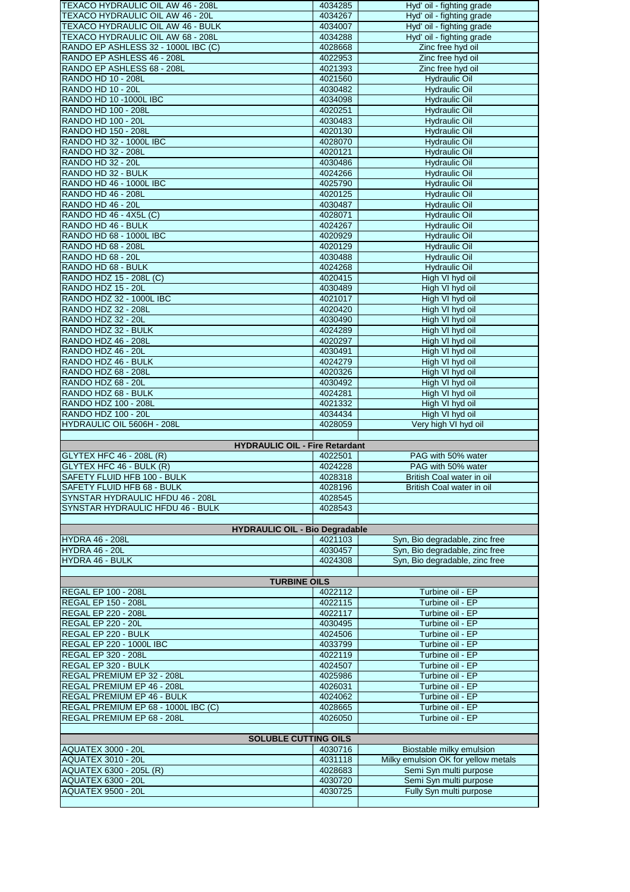| | | |
|---|---|---|
| TEXACO HYDRAULIC OIL AW 46 - 208L | 4034285 | Hyd' oil - fighting grade |
| TEXACO HYDRAULIC OIL AW 46 - 20L | 4034267 | Hyd' oil - fighting grade |
| TEXACO HYDRAULIC OIL AW 46 - BULK | 4034007 | Hyd' oil - fighting grade |
| TEXACO HYDRAULIC OIL AW 68 - 208L | 4034288 | Hyd' oil - fighting grade |
| RANDO EP ASHLESS 32 - 1000L IBC (C) | 4028668 | Zinc free hyd oil |
| RANDO EP ASHLESS 46 - 208L | 4022953 | Zinc free hyd oil |
| RANDO EP ASHLESS 68 - 208L | 4021393 | Zinc free hyd oil |
| RANDO HD 10 - 208L | 4021560 | Hydraulic Oil |
| RANDO HD 10 - 20L | 4030482 | Hydraulic Oil |
| RANDO HD 10 -1000L IBC | 4034098 | Hydraulic Oil |
| RANDO HD 100 - 208L | 4020251 | Hydraulic Oil |
| RANDO HD 100 - 20L | 4030483 | Hydraulic Oil |
| RANDO HD 150 - 208L | 4020130 | Hydraulic Oil |
| RANDO HD 32 - 1000L IBC | 4028070 | Hydraulic Oil |
| RANDO HD 32 - 208L | 4020121 | Hydraulic Oil |
| RANDO HD 32 - 20L | 4030486 | Hydraulic Oil |
| RANDO HD 32 - BULK | 4024266 | Hydraulic Oil |
| RANDO HD 46 - 1000L IBC | 4025790 | Hydraulic Oil |
| RANDO HD 46 - 208L | 4020125 | Hydraulic Oil |
| RANDO HD 46 - 20L | 4030487 | Hydraulic Oil |
| RANDO HD 46 - 4X5L (C) | 4028071 | Hydraulic Oil |
| RANDO HD 46 - BULK | 4024267 | Hydraulic Oil |
| RANDO HD 68 - 1000L IBC | 4020929 | Hydraulic Oil |
| RANDO HD 68 - 208L | 4020129 | Hydraulic Oil |
| RANDO HD 68 - 20L | 4030488 | Hydraulic Oil |
| RANDO HD 68 - BULK | 4024268 | Hydraulic Oil |
| RANDO HDZ 15 - 208L (C) | 4020415 | High VI hyd oil |
| RANDO HDZ 15 - 20L | 4030489 | High VI hyd oil |
| RANDO HDZ 32 - 1000L IBC | 4021017 | High VI hyd oil |
| RANDO HDZ 32 - 208L | 4020420 | High VI hyd oil |
| RANDO HDZ 32 - 20L | 4030490 | High VI hyd oil |
| RANDO HDZ 32 - BULK | 4024289 | High VI hyd oil |
| RANDO HDZ 46 - 208L | 4020297 | High VI hyd oil |
| RANDO HDZ 46 - 20L | 4030491 | High VI hyd oil |
| RANDO HDZ 46 - BULK | 4024279 | High VI hyd oil |
| RANDO HDZ 68 - 208L | 4020326 | High VI hyd oil |
| RANDO HDZ 68 - 20L | 4030492 | High VI hyd oil |
| RANDO HDZ 68 - BULK | 4024281 | High VI hyd oil |
| RANDO HDZ 100 - 208L | 4021332 | High VI hyd oil |
| RANDO HDZ 100 - 20L | 4034434 | High VI hyd oil |
| HYDRAULIC OIL 5606H - 208L | 4028059 | Very high VI hyd oil |
| | | |
| **HYDRAULIC OIL - Fire Retardant** | | |
| GLYTEX HFC 46 - 208L (R) | 4022501 | PAG with 50% water |
| GLYTEX HFC 46 - BULK (R) | 4024228 | PAG with 50% water |
| SAFETY FLUID HFB 100 - BULK | 4028318 | British Coal water in oil |
| SAFETY FLUID HFB 68 - BULK | 4028196 | British Coal water in oil |
| SYNSTAR HYDRAULIC HFDU 46 - 208L | 4028545 | |
| SYNSTAR HYDRAULIC HFDU 46 - BULK | 4028543 | |
| | | |
| **HYDRAULIC OIL - Bio Degradable** | | |
| HYDRA 46 - 208L | 4021103 | Syn, Bio degradable, zinc free |
| HYDRA 46 - 20L | 4030457 | Syn, Bio degradable, zinc free |
| HYDRA 46 - BULK | 4024308 | Syn, Bio degradable, zinc free |
| | | |
| **TURBINE OILS** | | |
| REGAL EP 100 - 208L | 4022112 | Turbine oil - EP |
| REGAL EP 150 - 208L | 4022115 | Turbine oil - EP |
| REGAL EP 220 - 208L | 4022117 | Turbine oil - EP |
| REGAL EP 220 - 20L | 4030495 | Turbine oil - EP |
| REGAL EP 220 - BULK | 4024506 | Turbine oil - EP |
| REGAL EP 220 - 1000L IBC | 4033799 | Turbine oil - EP |
| REGAL EP 320 - 208L | 4022119 | Turbine oil - EP |
| REGAL EP 320 - BULK | 4024507 | Turbine oil - EP |
| REGAL PREMIUM EP 32 - 208L | 4025986 | Turbine oil - EP |
| REGAL PREMIUM EP 46 - 208L | 4026031 | Turbine oil - EP |
| REGAL PREMIUM EP 46 - BULK | 4024062 | Turbine oil - EP |
| REGAL PREMIUM EP 68 - 1000L IBC (C) | 4028665 | Turbine oil - EP |
| REGAL PREMIUM EP 68 - 208L | 4026050 | Turbine oil - EP |
| | | |
| **SOLUBLE CUTTING OILS** | | |
| AQUATEX 3000 - 20L | 4030716 | Biostable milky emulsion |
| AQUATEX 3010 - 20L | 4031118 | Milky emulsion OK for yellow metals |
| AQUATEX 6300 - 205L (R) | 4028683 | Semi Syn multi purpose |
| AQUATEX 6300 - 20L | 4030720 | Semi Syn multi purpose |
| AQUATEX 9500 - 20L | 4030725 | Fully Syn multi purpose |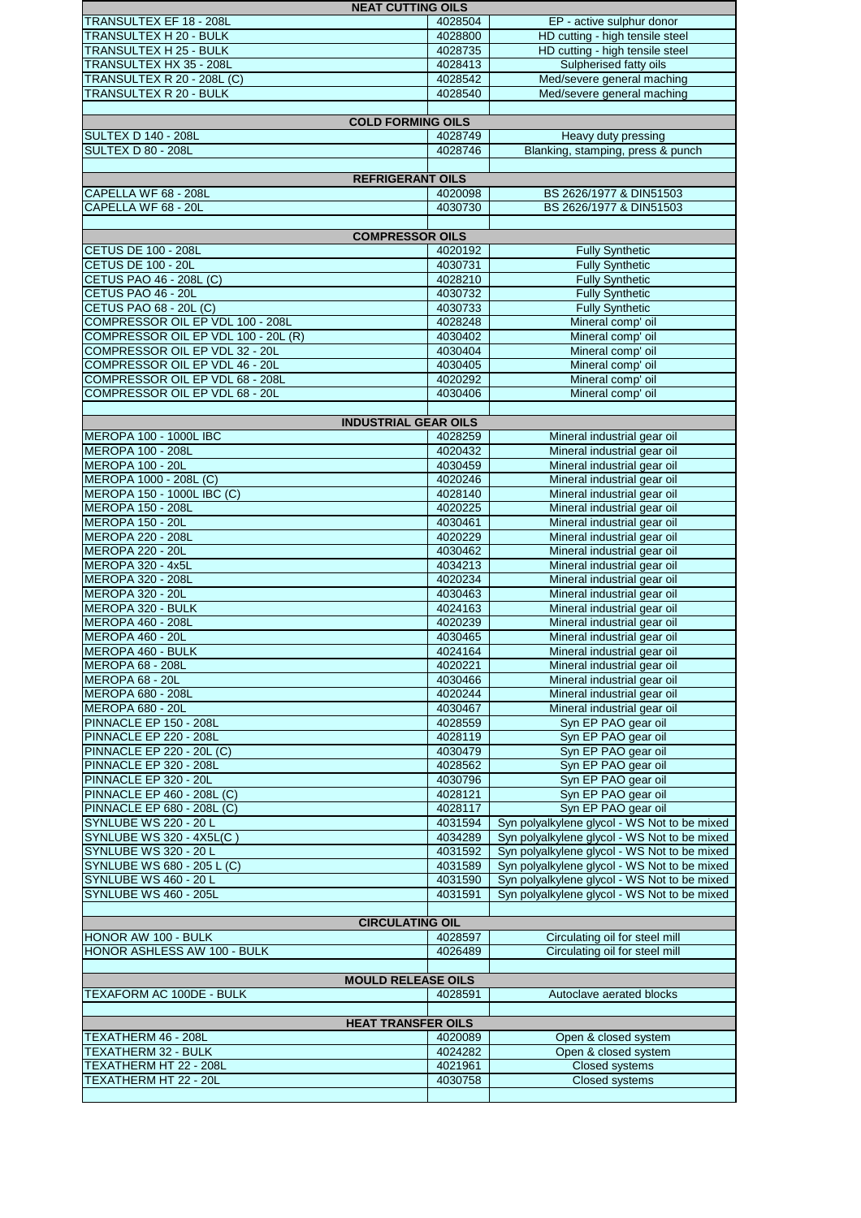| NEAT CUTTING OILS | | |
|---|---|---|
| TRANSULTEX EF 18 - 208L | 4028504 | EP - active sulphur donor |
| TRANSULTEX H 20 - BULK | 4028800 | HD cutting - high tensile steel |
| TRANSULTEX H 25 - BULK | 4028735 | HD cutting - high tensile steel |
| TRANSULTEX HX 35 - 208L | 4028413 | Sulpherised fatty oils |
| TRANSULTEX R 20 - 208L (C) | 4028542 | Med/severe general maching |
| TRANSULTEX R 20 - BULK | 4028540 | Med/severe general maching |
| | | |
| **COLD FORMING OILS** | | |
| SULTEX D 140 - 208L | 4028749 | Heavy duty pressing |
| SULTEX D 80 - 208L | 4028746 | Blanking, stamping, press & punch |
| | | |
| **REFRIGERANT OILS** | | |
| CAPELLA WF 68 - 208L | 4020098 | BS 2626/1977 & DIN51503 |
| CAPELLA WF 68 - 20L | 4030730 | BS 2626/1977 & DIN51503 |
| | | |
| **COMPRESSOR OILS** | | |
| CETUS DE 100 - 208L | 4020192 | Fully Synthetic |
| CETUS DE 100 - 20L | 4030731 | Fully Synthetic |
| CETUS PAO 46 - 208L (C) | 4028210 | Fully Synthetic |
| CETUS PAO 46 - 20L | 4030732 | Fully Synthetic |
| CETUS PAO 68 - 20L (C) | 4030733 | Fully Synthetic |
| COMPRESSOR OIL EP VDL 100 - 208L | 4028248 | Mineral comp' oil |
| COMPRESSOR OIL EP VDL 100 - 20L (R) | 4030402 | Mineral comp' oil |
| COMPRESSOR OIL EP VDL 32 - 20L | 4030404 | Mineral comp' oil |
| COMPRESSOR OIL EP VDL 46 - 20L | 4030405 | Mineral comp' oil |
| COMPRESSOR OIL EP VDL 68 - 208L | 4020292 | Mineral comp' oil |
| COMPRESSOR OIL EP VDL 68 - 20L | 4030406 | Mineral comp' oil |
| | | |
| **INDUSTRIAL GEAR OILS** | | |
| MEROPA 100 - 1000L IBC | 4028259 | Mineral industrial gear oil |
| MEROPA 100 - 208L | 4020432 | Mineral industrial gear oil |
| MEROPA 100 - 20L | 4030459 | Mineral industrial gear oil |
| MEROPA 1000 - 208L (C) | 4020246 | Mineral industrial gear oil |
| MEROPA 150 - 1000L IBC (C) | 4028140 | Mineral industrial gear oil |
| MEROPA 150 - 208L | 4020225 | Mineral industrial gear oil |
| MEROPA 150 - 20L | 4030461 | Mineral industrial gear oil |
| MEROPA 220 - 208L | 4020229 | Mineral industrial gear oil |
| MEROPA 220 - 20L | 4030462 | Mineral industrial gear oil |
| MEROPA 320 - 4x5L | 4034213 | Mineral industrial gear oil |
| MEROPA 320 - 208L | 4020234 | Mineral industrial gear oil |
| MEROPA 320 - 20L | 4030463 | Mineral industrial gear oil |
| MEROPA 320 - BULK | 4024163 | Mineral industrial gear oil |
| MEROPA 460 - 208L | 4020239 | Mineral industrial gear oil |
| MEROPA 460 - 20L | 4030465 | Mineral industrial gear oil |
| MEROPA 460 - BULK | 4024164 | Mineral industrial gear oil |
| MEROPA 68 - 208L | 4020221 | Mineral industrial gear oil |
| MEROPA 68 - 20L | 4030466 | Mineral industrial gear oil |
| MEROPA 680 - 208L | 4020244 | Mineral industrial gear oil |
| MEROPA 680 - 20L | 4030467 | Mineral industrial gear oil |
| PINNACLE EP 150 - 208L | 4028559 | Syn EP PAO gear oil |
| PINNACLE EP 220 - 208L | 4028119 | Syn EP PAO gear oil |
| PINNACLE EP 220 - 20L (C) | 4030479 | Syn EP PAO gear oil |
| PINNACLE EP 320 - 208L | 4028562 | Syn EP PAO gear oil |
| PINNACLE EP 320 - 20L | 4030796 | Syn EP PAO gear oil |
| PINNACLE EP 460 - 208L (C) | 4028121 | Syn EP PAO gear oil |
| PINNACLE EP 680 - 208L (C) | 4028117 | Syn EP PAO gear oil |
| SYNLUBE WS 220 - 20 L | 4031594 | Syn polyalkylene glycol - WS Not to be mixed |
| SYNLUBE WS 320 - 4X5L(C ) | 4034289 | Syn polyalkylene glycol - WS Not to be mixed |
| SYNLUBE WS 320 - 20 L | 4031592 | Syn polyalkylene glycol - WS Not to be mixed |
| SYNLUBE WS 680 - 205 L (C) | 4031589 | Syn polyalkylene glycol - WS Not to be mixed |
| SYNLUBE WS 460 - 20 L | 4031590 | Syn polyalkylene glycol - WS Not to be mixed |
| SYNLUBE WS 460 - 205L | 4031591 | Syn polyalkylene glycol - WS Not to be mixed |
| | | |
| **CIRCULATING OIL** | | |
| HONOR AW 100 - BULK | 4028597 | Circulating oil for steel mill |
| HONOR ASHLESS AW 100 - BULK | 4026489 | Circulating oil for steel mill |
| | | |
| **MOULD RELEASE OILS** | | |
| TEXAFORM AC 100DE - BULK | 4028591 | Autoclave aerated blocks |
| | | |
| **HEAT TRANSFER OILS** | | |
| TEXATHERM 46 - 208L | 4020089 | Open & closed system |
| TEXATHERM 32 - BULK | 4024282 | Open & closed system |
| TEXATHERM HT 22 - 208L | 4021961 | Closed systems |
| TEXATHERM HT 22 - 20L | 4030758 | Closed systems |
| | | |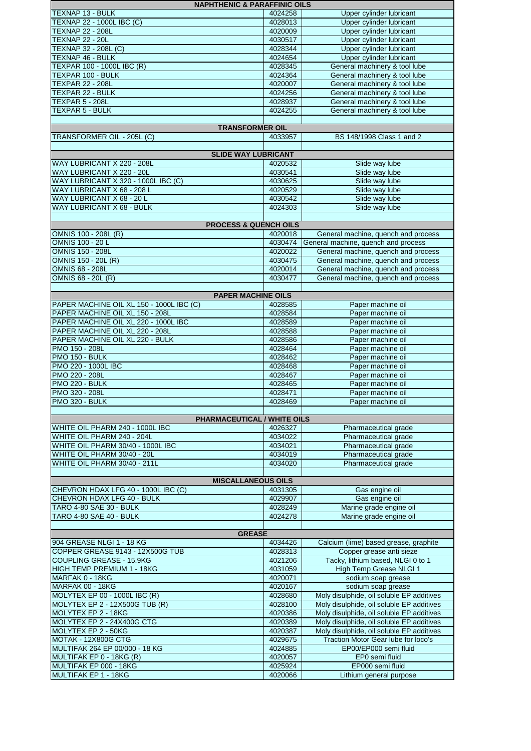| NAPHTHENIC & PARAFFINIC OILS | | |
|---|---|---|
| TEXNAP 13 - BULK | 4024258 | Upper cylinder lubricant |
| TEXNAP 22 - 1000L IBC (C) | 4028013 | Upper cylinder lubricant |
| TEXNAP 22 - 208L | 4020009 | Upper cylinder lubricant |
| TEXNAP 22 - 20L | 4030517 | Upper cylinder lubricant |
| TEXNAP 32 - 208L (C) | 4028344 | Upper cylinder lubricant |
| TEXNAP 46 - BULK | 4024654 | Upper cylinder lubricant |
| TEXPAR 100 - 1000L IBC (R) | 4028345 | General machinery & tool lube |
| TEXPAR 100 - BULK | 4024364 | General machinery & tool lube |
| TEXPAR 22 - 208L | 4020007 | General machinery & tool lube |
| TEXPAR 22 - BULK | 4024256 | General machinery & tool lube |
| TEXPAR 5 - 208L | 4028937 | General machinery & tool lube |
| TEXPAR 5 - BULK | 4024255 | General machinery & tool lube |
| | | |
| **TRANSFORMER OIL** | | |
| TRANSFORMER OIL - 205L (C) | 4033957 | BS 148/1998 Class 1 and 2 |
| | | |
| **SLIDE WAY LUBRICANT** | | |
| WAY LUBRICANT X 220 - 208L | 4020532 | Slide way lube |
| WAY LUBRICANT X 220 - 20L | 4030541 | Slide way lube |
| WAY LUBRICANT X 320 - 1000L IBC (C) | 4030625 | Slide way lube |
| WAY LUBRICANT X 68 - 208 L | 4020529 | Slide way lube |
| WAY LUBRICANT X 68 - 20 L | 4030542 | Slide way lube |
| WAY LUBRICANT X 68 - BULK | 4024303 | Slide way lube |
| | | |
| **PROCESS & QUENCH OILS** | | |
| OMNIS 100 - 208L (R) | 4020018 | General machine, quench and process |
| OMNIS 100 - 20 L | 4030474 | General machine, quench and process |
| OMNIS 150 - 208L | 4020022 | General machine, quench and process |
| OMNIS 150 - 20L (R) | 4030475 | General machine, quench and process |
| OMNIS 68 - 208L | 4020014 | General machine, quench and process |
| OMNIS 68 - 20L (R) | 4030477 | General machine, quench and process |
| | | |
| **PAPER MACHINE OILS** | | |
| PAPER MACHINE OIL XL 150 - 1000L IBC (C) | 4028585 | Paper machine oil |
| PAPER MACHINE OIL XL 150 - 208L | 4028584 | Paper machine oil |
| PAPER MACHINE OIL XL 220 - 1000L IBC | 4028589 | Paper machine oil |
| PAPER MACHINE OIL XL 220 - 208L | 4028588 | Paper machine oil |
| PAPER MACHINE OIL XL 220 - BULK | 4028586 | Paper machine oil |
| PMO 150 - 208L | 4028464 | Paper machine oil |
| PMO 150 - BULK | 4028462 | Paper machine oil |
| PMO 220 - 1000L IBC | 4028468 | Paper machine oil |
| PMO 220 - 208L | 4028467 | Paper machine oil |
| PMO 220 - BULK | 4028465 | Paper machine oil |
| PMO 320 - 208L | 4028471 | Paper machine oil |
| PMO 320 - BULK | 4028469 | Paper machine oil |
| | | |
| **PHARMACEUTICAL / WHITE OILS** | | |
| WHITE OIL PHARM 240 - 1000L IBC | 4026327 | Pharmaceutical grade |
| WHITE OIL PHARM 240 - 204L | 4034022 | Pharmaceutical grade |
| WHITE OIL PHARM 30/40 - 1000L IBC | 4034021 | Pharmaceutical grade |
| WHITE OIL PHARM 30/40 - 20L | 4034019 | Pharmaceutical grade |
| WHITE OIL PHARM 30/40 - 211L | 4034020 | Pharmaceutical grade |
| | | |
| **MISCALLANEOUS OILS** | | |
| CHEVRON HDAX LFG 40 - 1000L IBC (C) | 4031305 | Gas engine oil |
| CHEVRON HDAX LFG 40 - BULK | 4029907 | Gas engine oil |
| TARO 4-80 SAE 30 - BULK | 4028249 | Marine grade engine oil |
| TARO 4-80 SAE 40 - BULK | 4024278 | Marine grade engine oil |
| | | |
| **GREASE** | | |
| 904 GREASE NLGI 1 - 18 KG | 4034426 | Calcium (lime) based grease, graphite |
| COPPER GREASE 9143 - 12X500G TUB | 4028313 | Copper grease anti sieze |
| COUPLING GREASE - 15.9KG | 4021206 | Tacky, lithium based, NLGI 0 to 1 |
| HIGH TEMP PREMIUM 1 - 18KG | 4031059 | High Temp Grease NLGI 1 |
| MARFAK 0 - 18KG | 4020071 | sodium soap grease |
| MARFAK 00 - 18KG | 4020167 | sodium soap grease |
| MOLYTEX EP 00 - 1000L IBC (R) | 4028680 | Moly disulphide, oil soluble EP additives |
| MOLYTEX EP 2 - 12X500G TUB (R) | 4028100 | Moly disulphide, oil soluble EP additives |
| MOLYTEX EP 2 - 18KG | 4020386 | Moly disulphide, oil soluble EP additives |
| MOLYTEX EP 2 - 24X400G CTG | 4020389 | Moly disulphide, oil soluble EP additives |
| MOLYTEX EP 2 - 50KG | 4020387 | Moly disulphide, oil soluble EP additives |
| MOTAK - 12X800G CTG | 4029675 | Traction Motor Gear lube for loco's |
| MULTIFAK 264 EP 00/000 - 18 KG | 4024885 | EP00/EP000 semi fluid |
| MULTIFAK EP 0 - 18KG (R) | 4020057 | EP0 semi fluid |
| MULTIFAK EP 000 - 18KG | 4025924 | EP000 semi fluid |
| MULTIFAK EP 1 - 18KG | 4020066 | Lithium general purpose |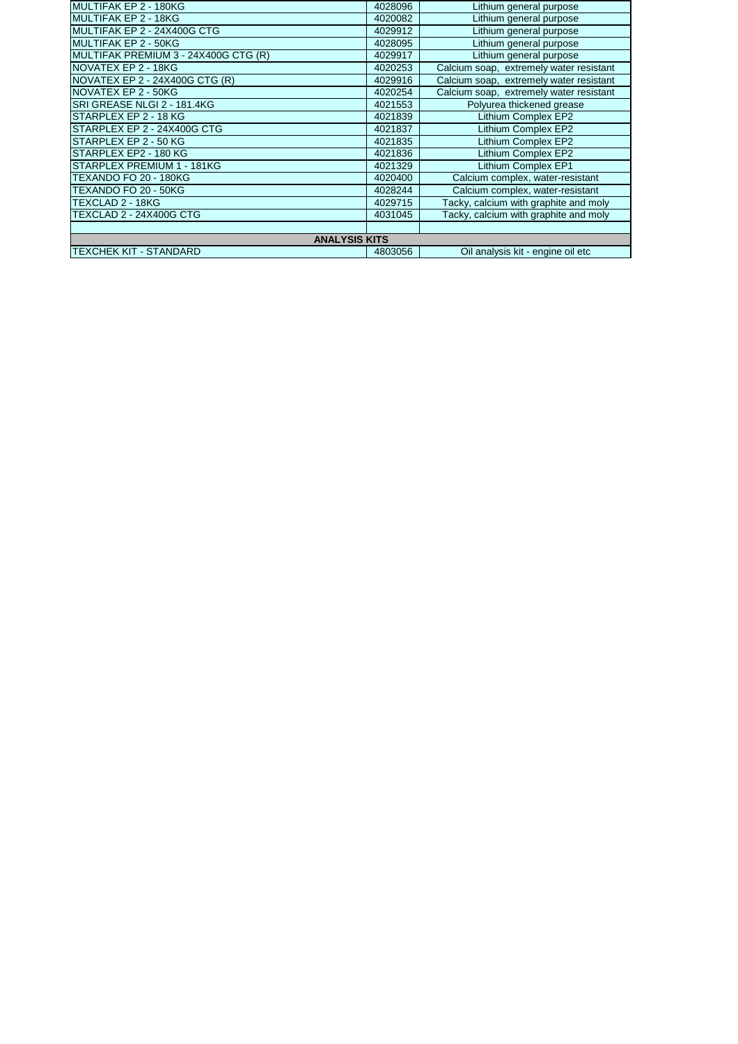| | | |
|---|---|---|
| MULTIFAK EP 2 - 180KG | 4028096 | Lithium general purpose |
| MULTIFAK EP 2 - 18KG | 4020082 | Lithium general purpose |
| MULTIFAK EP 2 - 24X400G CTG | 4029912 | Lithium general purpose |
| MULTIFAK EP 2 - 50KG | 4028095 | Lithium general purpose |
| MULTIFAK PREMIUM 3 - 24X400G CTG (R) | 4029917 | Lithium general purpose |
| NOVATEX EP 2 - 18KG | 4020253 | Calcium soap, extremely water resistant |
| NOVATEX EP 2 - 24X400G CTG (R) | 4029916 | Calcium soap, extremely water resistant |
| NOVATEX EP 2 - 50KG | 4020254 | Calcium soap, extremely water resistant |
| SRI GREASE NLGI 2 - 181.4KG | 4021553 | Polyurea thickened grease |
| STARPLEX EP 2 - 18 KG | 4021839 | Lithium Complex EP2 |
| STARPLEX EP 2 - 24X400G CTG | 4021837 | Lithium Complex EP2 |
| STARPLEX EP 2 - 50 KG | 4021835 | Lithium Complex EP2 |
| STARPLEX EP2 - 180 KG | 4021836 | Lithium Complex EP2 |
| STARPLEX PREMIUM 1 - 181KG | 4021329 | Lithium Complex EP1 |
| TEXANDO FO 20 - 180KG | 4020400 | Calcium complex, water-resistant |
| TEXANDO FO 20 - 50KG | 4028244 | Calcium complex, water-resistant |
| TEXCLAD 2 - 18KG | 4029715 | Tacky, calcium with graphite and moly |
| TEXCLAD 2 - 24X400G CTG | 4031045 | Tacky, calcium with graphite and moly |
| | | |
| **ANALYSIS KITS** | | |
| TEXCHEK KIT - STANDARD | 4803056 | Oil analysis kit - engine oil etc |